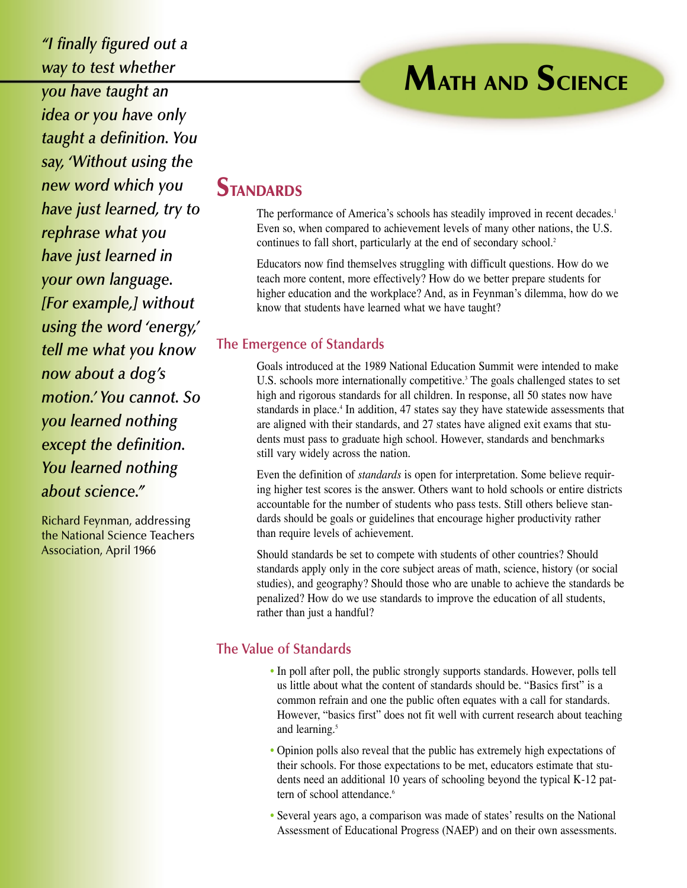# Math and Science

*"I finally figured out a way to test whether you have taught an idea or you have only taught a definition. You say, 'Without using the new word which you have just learned, try to rephrase what you have just learned in your own language. [For example,] without using the word 'energy,' tell me what you know now about a dog's motion.' You cannot. So you learned nothing except the definition. You learned nothing about science."*

Richard Feynman, addressing the National Science Teachers Association, April 1966

## Standards

The performance of America's schools has steadily improved in recent decades.[1] Even so, when compared to achievement levels of many other nations, the U.S. continues to fall short, particularly at the end of secondary school.[2]

Educators now find themselves struggling with difficult questions. How do we teach more content, more effectively? How do we better prepare students for higher education and the workplace? And, as in Feynman's dilemma, how do we know that students have learned what we have taught?

### The Emergence of Standards

Goals introduced at the 1989 National Education Summit were intended to make U.S. schools more internationally competitive.[3] The goals challenged states to set high and rigorous standards for all children. In response, all 50 states now have standards in place.[4] In addition, 47 states say they have statewide assessments that are aligned with their standards, and 27 states have aligned exit exams that students must pass to graduate high school. However, standards and benchmarks still vary widely across the nation.

Even the definition of *standards* is open for interpretation. Some believe requiring higher test scores is the answer. Others want to hold schools or entire districts accountable for the number of students who pass tests. Still others believe standards should be goals or guidelines that encourage higher productivity rather than require levels of achievement.

Should standards be set to compete with students of other countries? Should standards apply only in the core subject areas of math, science, history (or social studies), and geography? Should those who are unable to achieve the standards be penalized? How do we use standards to improve the education of all students, rather than just a handful?

### The Value of Standards

- In poll after poll, the public strongly supports standards. However, polls tell us little about what the content of standards should be. "Basics first" is a common refrain and one the public often equates with a call for standards. However, "basics first" does not fit well with current research about teaching and learning.[5]
- Opinion polls also reveal that the public has extremely high expectations of their schools. For those expectations to be met, educators estimate that students need an additional 10 years of schooling beyond the typical K-12 pattern of school attendance.[6]
- Several years ago, a comparison was made of states' results on the National Assessment of Educational Progress (NAEP) and on their own assessments.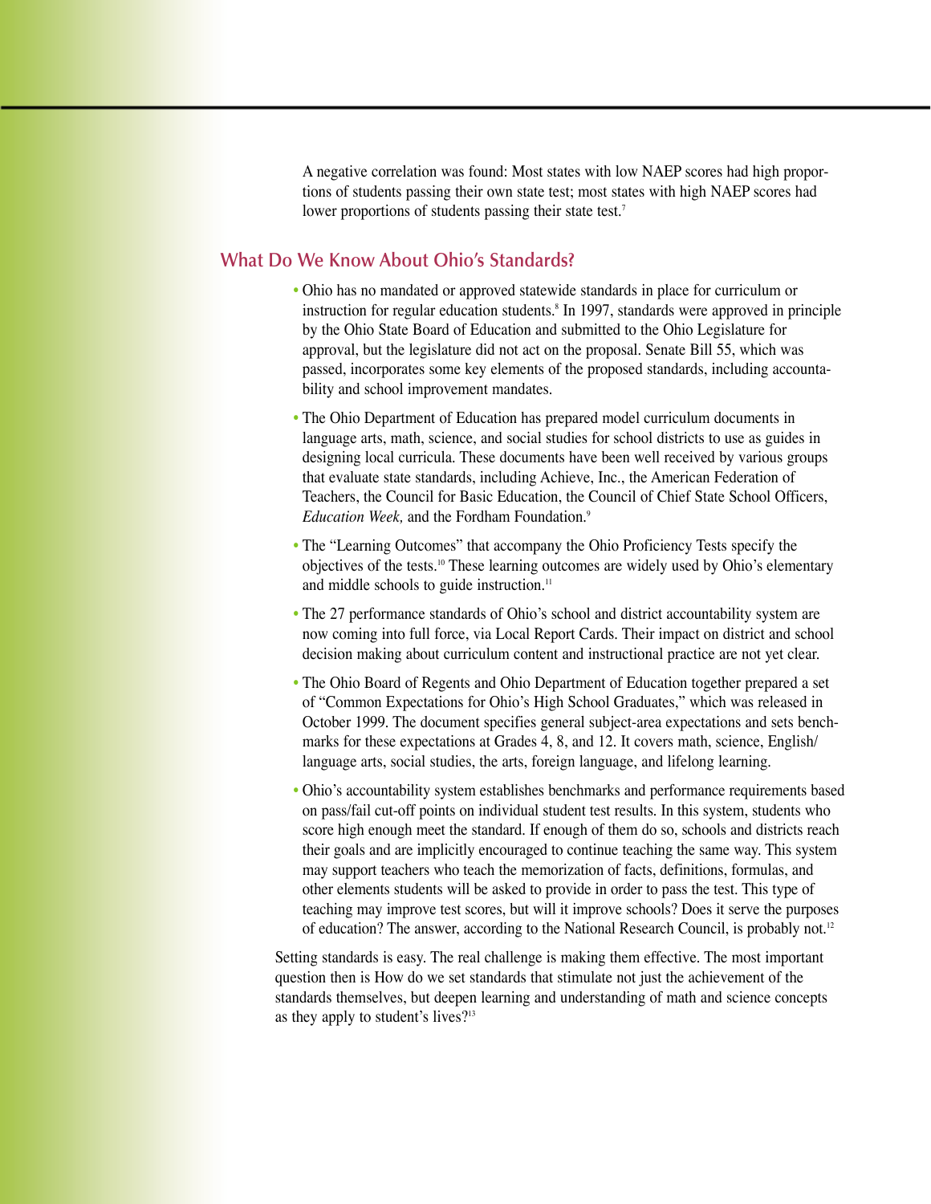A negative correlation was found: Most states with low NAEP scores had high proportions of students passing their own state test; most states with high NAEP scores had lower proportions of students passing their state test.[7]

## What Do We Know About Ohio's Standards?

- Ohio has no mandated or approved statewide standards in place for curriculum or instruction for regular education students.[8] In 1997, standards were approved in principle by the Ohio State Board of Education and submitted to the Ohio Legislature for approval, but the legislature did not act on the proposal. Senate Bill 55, which was passed, incorporates some key elements of the proposed standards, including accountability and school improvement mandates.

- The Ohio Department of Education has prepared model curriculum documents in language arts, math, science, and social studies for school districts to use as guides in designing local curricula. These documents have been well received by various groups that evaluate state standards, including Achieve, Inc., the American Federation of Teachers, the Council for Basic Education, the Council of Chief State School Officers, *Education Week,* and the Fordham Foundation.[9]

- The "Learning Outcomes" that accompany the Ohio Proficiency Tests specify the objectives of the tests.[10] These learning outcomes are widely used by Ohio's elementary and middle schools to guide instruction.[11]

- The 27 performance standards of Ohio's school and district accountability system are now coming into full force, via Local Report Cards. Their impact on district and school decision making about curriculum content and instructional practice are not yet clear.

- The Ohio Board of Regents and Ohio Department of Education together prepared a set of "Common Expectations for Ohio's High School Graduates," which was released in October 1999. The document specifies general subject-area expectations and sets benchmarks for these expectations at Grades 4, 8, and 12. It covers math, science, English/language arts, social studies, the arts, foreign language, and lifelong learning.

- Ohio's accountability system establishes benchmarks and performance requirements based on pass/fail cut-off points on individual student test results. In this system, students who score high enough meet the standard. If enough of them do so, schools and districts reach their goals and are implicitly encouraged to continue teaching the same way. This system may support teachers who teach the memorization of facts, definitions, formulas, and other elements students will be asked to provide in order to pass the test. This type of teaching may improve test scores, but will it improve schools? Does it serve the purposes of education? The answer, according to the National Research Council, is probably not.[12]

Setting standards is easy. The real challenge is making them effective. The most important question then is How do we set standards that stimulate not just the achievement of the standards themselves, but deepen learning and understanding of math and science concepts as they apply to student's lives?[13]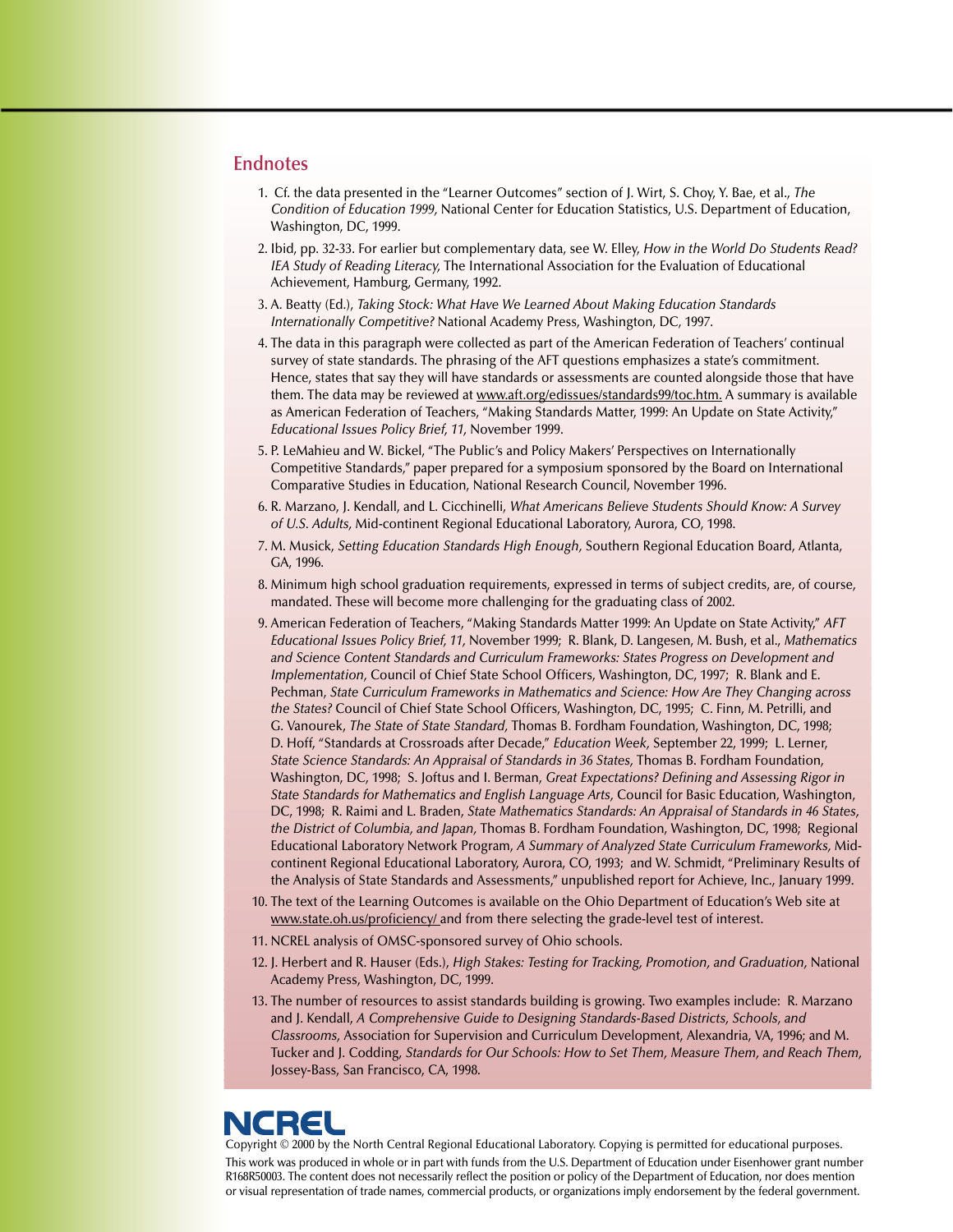## Endnotes

1. Cf. the data presented in the "Learner Outcomes" section of J. Wirt, S. Choy, Y. Bae, et al., *The Condition of Education 1999,* National Center for Education Statistics, U.S. Department of Education, Washington, DC, 1999.
2. Ibid, pp. 32-33. For earlier but complementary data, see W. Elley, *How in the World Do Students Read? IEA Study of Reading Literacy,* The International Association for the Evaluation of Educational Achievement, Hamburg, Germany, 1992.
3. A. Beatty (Ed.), *Taking Stock: What Have We Learned About Making Education Standards Internationally Competitive?* National Academy Press, Washington, DC, 1997.
4. The data in this paragraph were collected as part of the American Federation of Teachers' continual survey of state standards. The phrasing of the AFT questions emphasizes a state's commitment. Hence, states that say they will have standards or assessments are counted alongside those that have them. The data may be reviewed at www.aft.org/edissues/standards99/toc.htm. A summary is available as American Federation of Teachers, "Making Standards Matter, 1999: An Update on State Activity," *Educational Issues Policy Brief, 11,* November 1999.
5. P. LeMahieu and W. Bickel, "The Public's and Policy Makers' Perspectives on Internationally Competitive Standards," paper prepared for a symposium sponsored by the Board on International Comparative Studies in Education, National Research Council, November 1996.
6. R. Marzano, J. Kendall, and L. Cicchinelli, *What Americans Believe Students Should Know: A Survey of U.S. Adults,* Mid-continent Regional Educational Laboratory, Aurora, CO, 1998.
7. M. Musick, *Setting Education Standards High Enough,* Southern Regional Education Board, Atlanta, GA, 1996.
8. Minimum high school graduation requirements, expressed in terms of subject credits, are, of course, mandated. These will become more challenging for the graduating class of 2002.
9. American Federation of Teachers, "Making Standards Matter 1999: An Update on State Activity," *AFT Educational Issues Policy Brief, 11,* November 1999; R. Blank, D. Langesen, M. Bush, et al., *Mathematics and Science Content Standards and Curriculum Frameworks: States Progress on Development and Implementation,* Council of Chief State School Officers, Washington, DC, 1997; R. Blank and E. Pechman, *State Curriculum Frameworks in Mathematics and Science: How Are They Changing across the States?* Council of Chief State School Officers, Washington, DC, 1995; C. Finn, M. Petrilli, and G. Vanourek, *The State of State Standard,* Thomas B. Fordham Foundation, Washington, DC, 1998; D. Hoff, "Standards at Crossroads after Decade," *Education Week,* September 22, 1999; L. Lerner, *State Science Standards: An Appraisal of Standards in 36 States,* Thomas B. Fordham Foundation, Washington, DC, 1998; S. Joftus and I. Berman, *Great Expectations? Defining and Assessing Rigor in State Standards for Mathematics and English Language Arts,* Council for Basic Education, Washington, DC, 1998; R. Raimi and L. Braden, *State Mathematics Standards: An Appraisal of Standards in 46 States, the District of Columbia, and Japan,* Thomas B. Fordham Foundation, Washington, DC, 1998; Regional Educational Laboratory Network Program, *A Summary of Analyzed State Curriculum Frameworks,* Mid-continent Regional Educational Laboratory, Aurora, CO, 1993; and W. Schmidt, "Preliminary Results of the Analysis of State Standards and Assessments," unpublished report for Achieve, Inc., January 1999.
10. The text of the Learning Outcomes is available on the Ohio Department of Education's Web site at www.state.oh.us/proficiency/ and from there selecting the grade-level test of interest.
11. NCREL analysis of OMSC-sponsored survey of Ohio schools.
12. J. Herbert and R. Hauser (Eds.), *High Stakes: Testing for Tracking, Promotion, and Graduation,* National Academy Press, Washington, DC, 1999.
13. The number of resources to assist standards building is growing. Two examples include: R. Marzano and J. Kendall, *A Comprehensive Guide to Designing Standards-Based Districts, Schools, and Classrooms,* Association for Supervision and Curriculum Development, Alexandria, VA, 1996; and M. Tucker and J. Codding, *Standards for Our Schools: How to Set Them, Measure Them, and Reach Them,* Jossey-Bass, San Francisco, CA, 1998.

NCREL

Copyright © 2000 by the North Central Regional Educational Laboratory. Copying is permitted for educational purposes.

This work was produced in whole or in part with funds from the U.S. Department of Education under Eisenhower grant number R168R50003. The content does not necessarily reflect the position or policy of the Department of Education, nor does mention or visual representation of trade names, commercial products, or organizations imply endorsement by the federal government.